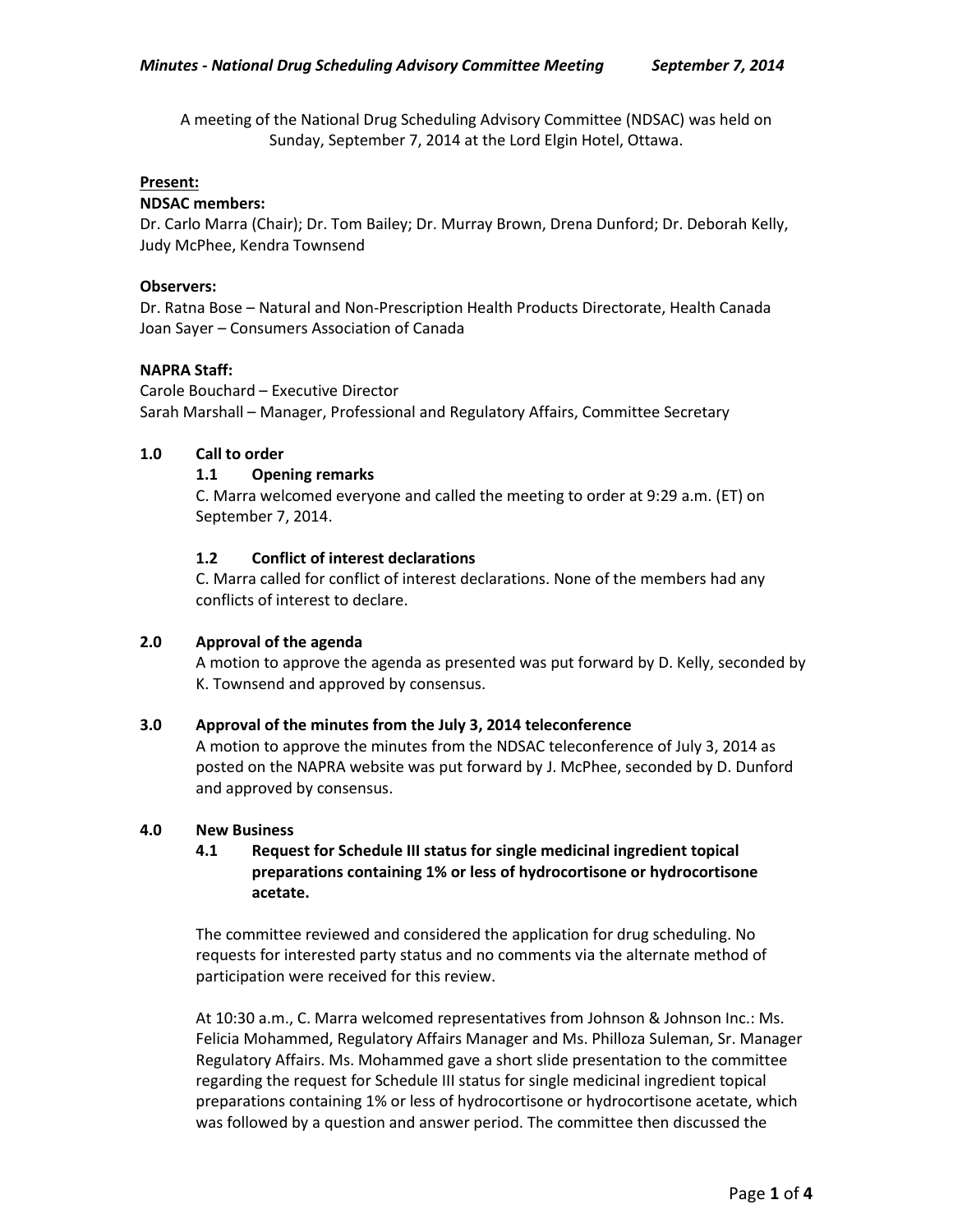A meeting of the National Drug Scheduling Advisory Committee (NDSAC) was held on Sunday, September 7, 2014 at the Lord Elgin Hotel, Ottawa.

**Present:**

**NDSAC members:**
Dr. Carlo Marra (Chair); Dr. Tom Bailey; Dr. Murray Brown, Drena Dunford; Dr. Deborah Kelly, Judy McPhee, Kendra Townsend

**Observers:**
Dr. Ratna Bose – Natural and Non-Prescription Health Products Directorate, Health Canada
Joan Sayer – Consumers Association of Canada

**NAPRA Staff:**
Carole Bouchard – Executive Director
Sarah Marshall – Manager, Professional and Regulatory Affairs, Committee Secretary

## 1.0 Call to order

### 1.1 Opening remarks

C. Marra welcomed everyone and called the meeting to order at 9:29 a.m. (ET) on September 7, 2014.

### 1.2 Conflict of interest declarations

C. Marra called for conflict of interest declarations. None of the members had any conflicts of interest to declare.

## 2.0 Approval of the agenda

A motion to approve the agenda as presented was put forward by D. Kelly, seconded by K. Townsend and approved by consensus.

## 3.0 Approval of the minutes from the July 3, 2014 teleconference

A motion to approve the minutes from the NDSAC teleconference of July 3, 2014 as posted on the NAPRA website was put forward by J. McPhee, seconded by D. Dunford and approved by consensus.

## 4.0 New Business

### 4.1 Request for Schedule III status for single medicinal ingredient topical preparations containing 1% or less of hydrocortisone or hydrocortisone acetate.

The committee reviewed and considered the application for drug scheduling. No requests for interested party status and no comments via the alternate method of participation were received for this review.

At 10:30 a.m., C. Marra welcomed representatives from Johnson & Johnson Inc.: Ms. Felicia Mohammed, Regulatory Affairs Manager and Ms. Philloza Suleman, Sr. Manager Regulatory Affairs. Ms. Mohammed gave a short slide presentation to the committee regarding the request for Schedule III status for single medicinal ingredient topical preparations containing 1% or less of hydrocortisone or hydrocortisone acetate, which was followed by a question and answer period. The committee then discussed the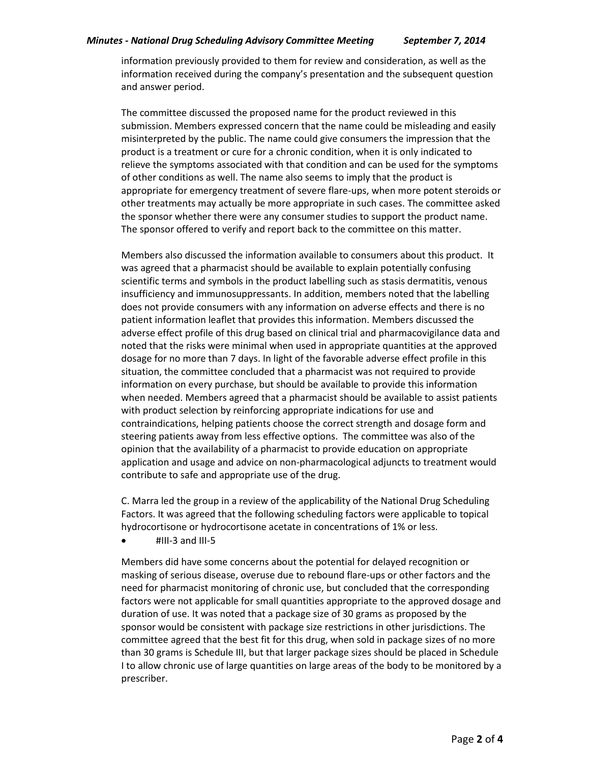information previously provided to them for review and consideration, as well as the information received during the company's presentation and the subsequent question and answer period.

The committee discussed the proposed name for the product reviewed in this submission. Members expressed concern that the name could be misleading and easily misinterpreted by the public. The name could give consumers the impression that the product is a treatment or cure for a chronic condition, when it is only indicated to relieve the symptoms associated with that condition and can be used for the symptoms of other conditions as well. The name also seems to imply that the product is appropriate for emergency treatment of severe flare-ups, when more potent steroids or other treatments may actually be more appropriate in such cases. The committee asked the sponsor whether there were any consumer studies to support the product name. The sponsor offered to verify and report back to the committee on this matter.

Members also discussed the information available to consumers about this product. It was agreed that a pharmacist should be available to explain potentially confusing scientific terms and symbols in the product labelling such as stasis dermatitis, venous insufficiency and immunosuppressants. In addition, members noted that the labelling does not provide consumers with any information on adverse effects and there is no patient information leaflet that provides this information. Members discussed the adverse effect profile of this drug based on clinical trial and pharmacovigilance data and noted that the risks were minimal when used in appropriate quantities at the approved dosage for no more than 7 days. In light of the favorable adverse effect profile in this situation, the committee concluded that a pharmacist was not required to provide information on every purchase, but should be available to provide this information when needed. Members agreed that a pharmacist should be available to assist patients with product selection by reinforcing appropriate indications for use and contraindications, helping patients choose the correct strength and dosage form and steering patients away from less effective options. The committee was also of the opinion that the availability of a pharmacist to provide education on appropriate application and usage and advice on non-pharmacological adjuncts to treatment would contribute to safe and appropriate use of the drug.

C. Marra led the group in a review of the applicability of the National Drug Scheduling Factors. It was agreed that the following scheduling factors were applicable to topical hydrocortisone or hydrocortisone acetate in concentrations of 1% or less.

- #III-3 and III-5

Members did have some concerns about the potential for delayed recognition or masking of serious disease, overuse due to rebound flare-ups or other factors and the need for pharmacist monitoring of chronic use, but concluded that the corresponding factors were not applicable for small quantities appropriate to the approved dosage and duration of use. It was noted that a package size of 30 grams as proposed by the sponsor would be consistent with package size restrictions in other jurisdictions. The committee agreed that the best fit for this drug, when sold in package sizes of no more than 30 grams is Schedule III, but that larger package sizes should be placed in Schedule I to allow chronic use of large quantities on large areas of the body to be monitored by a prescriber.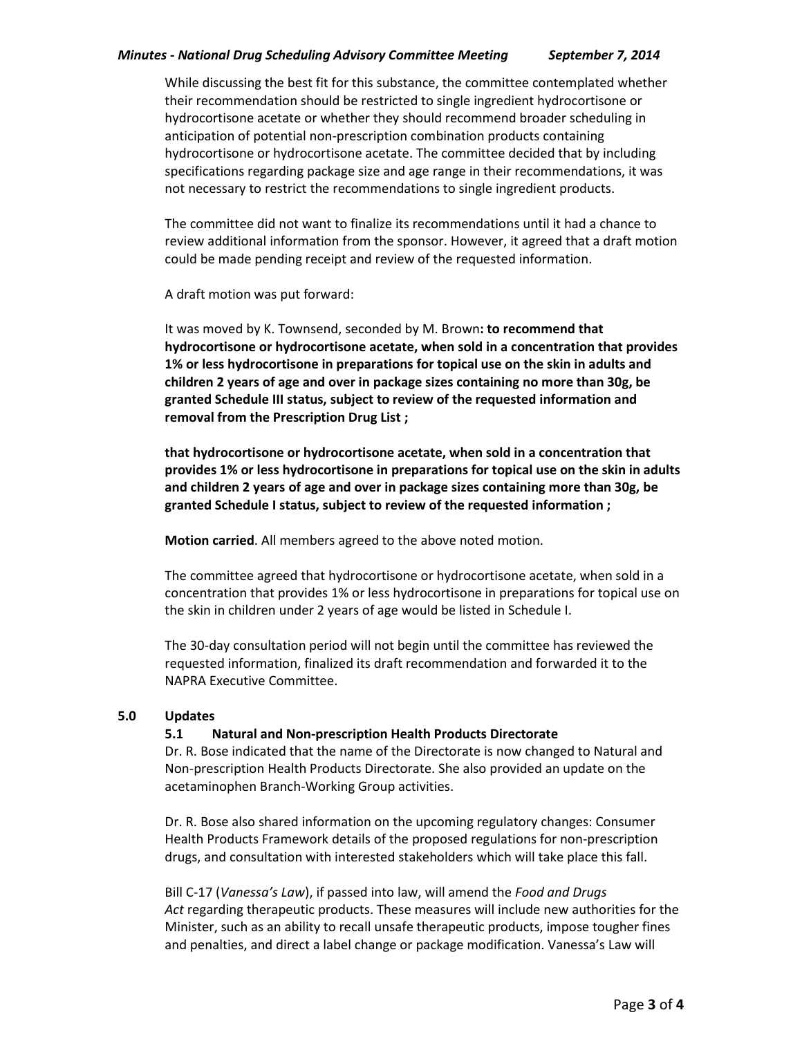While discussing the best fit for this substance, the committee contemplated whether their recommendation should be restricted to single ingredient hydrocortisone or hydrocortisone acetate or whether they should recommend broader scheduling in anticipation of potential non-prescription combination products containing hydrocortisone or hydrocortisone acetate. The committee decided that by including specifications regarding package size and age range in their recommendations, it was not necessary to restrict the recommendations to single ingredient products.

The committee did not want to finalize its recommendations until it had a chance to review additional information from the sponsor. However, it agreed that a draft motion could be made pending receipt and review of the requested information.

A draft motion was put forward:

It was moved by K. Townsend, seconded by M. Brown**: to recommend that hydrocortisone or hydrocortisone acetate, when sold in a concentration that provides 1% or less hydrocortisone in preparations for topical use on the skin in adults and children 2 years of age and over in package sizes containing no more than 30g, be granted Schedule III status, subject to review of the requested information and removal from the Prescription Drug List ;**

**that hydrocortisone or hydrocortisone acetate, when sold in a concentration that provides 1% or less hydrocortisone in preparations for topical use on the skin in adults and children 2 years of age and over in package sizes containing more than 30g, be granted Schedule I status, subject to review of the requested information ;**

**Motion carried**. All members agreed to the above noted motion.

The committee agreed that hydrocortisone or hydrocortisone acetate, when sold in a concentration that provides 1% or less hydrocortisone in preparations for topical use on the skin in children under 2 years of age would be listed in Schedule I.

The 30-day consultation period will not begin until the committee has reviewed the requested information, finalized its draft recommendation and forwarded it to the NAPRA Executive Committee.

## 5.0 Updates

### 5.1 Natural and Non-prescription Health Products Directorate

Dr. R. Bose indicated that the name of the Directorate is now changed to Natural and Non-prescription Health Products Directorate. She also provided an update on the acetaminophen Branch-Working Group activities.

Dr. R. Bose also shared information on the upcoming regulatory changes: Consumer Health Products Framework details of the proposed regulations for non-prescription drugs, and consultation with interested stakeholders which will take place this fall.

Bill C-17 (*Vanessa's Law*), if passed into law, will amend the *Food and Drugs Act* regarding therapeutic products. These measures will include new authorities for the Minister, such as an ability to recall unsafe therapeutic products, impose tougher fines and penalties, and direct a label change or package modification. Vanessa's Law will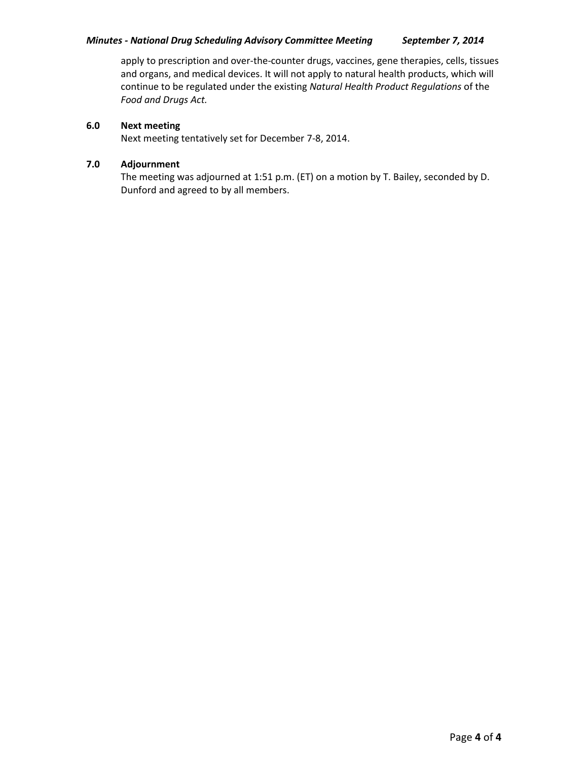apply to prescription and over-the-counter drugs, vaccines, gene therapies, cells, tissues and organs, and medical devices. It will not apply to natural health products, which will continue to be regulated under the existing *Natural Health Product Regulations* of the *Food and Drugs Act.*

## 6.0 Next meeting

Next meeting tentatively set for December 7-8, 2014.

## 7.0 Adjournment

The meeting was adjourned at 1:51 p.m. (ET) on a motion by T. Bailey, seconded by D. Dunford and agreed to by all members.